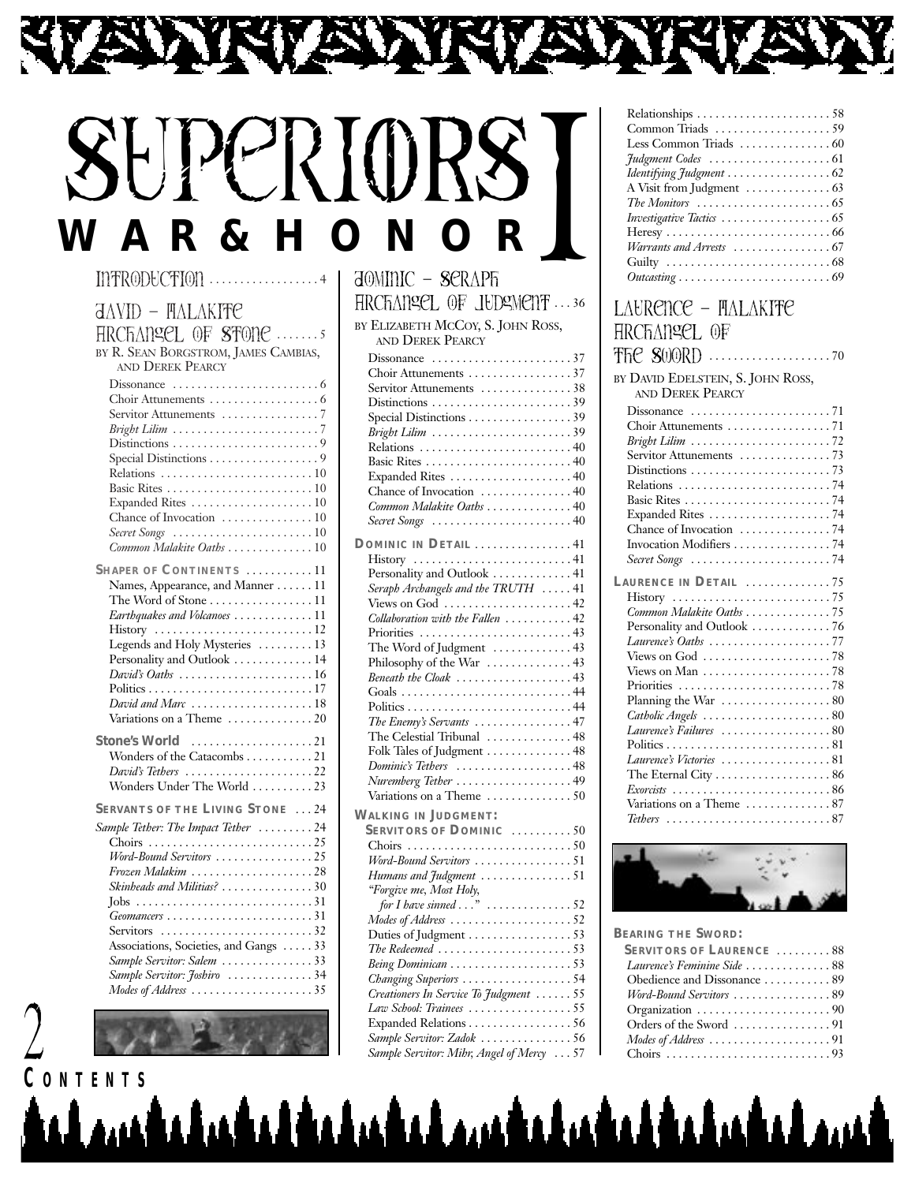# SUPERIORS I
## WAR & HONOR

# CONTENTS

**Introduction** . . . . . . . . . . . . . . . . . 4

## David – Malakite Archangel of Stone . . . . . . . 5

by R. Sean Borgstrom, James Cambias, and Derek Pearcy

- Dissonance . . . . . . . . . . . . . . . . 6
- Choir Attunements . . . . . . . . . . . . . . 6
- Servitor Attunements . . . . . . . . . . . . . 7
- *Bright Lilim* . . . . . . . . . . . . . . . . 7
- Distinctions . . . . . . . . . . . . . . . . 9
- Special Distinctions . . . . . . . . . . . . . 9
- Relations . . . . . . . . . . . . . . . . 10
- Basic Rites . . . . . . . . . . . . . . . . 10
- Expanded Rites . . . . . . . . . . . . . . 10
- Chance of Invocation . . . . . . . . . . . 10
- *Secret Songs* . . . . . . . . . . . . . . . 10
- *Common Malakite Oaths* . . . . . . . . . . 10

### Shaper of Continents . . . . . . . . . . 11

- Names, Appearance, and Manner . . . . . . 11
- The Word of Stone . . . . . . . . . . . . 11
- *Earthquakes and Volcanoes* . . . . . . . . . 11
- History . . . . . . . . . . . . . . . . . 12
- Legends and Holy Mysteries . . . . . . . . 13
- Personality and Outlook . . . . . . . . . . 14
- *David's Oaths* . . . . . . . . . . . . . . . 16
- Politics . . . . . . . . . . . . . . . . . 17
- *David and Marc* . . . . . . . . . . . . . . 18
- Variations on a Theme . . . . . . . . . . . 20

### Stone's World . . . . . . . . . . . . . . 21

- Wonders of the Catacombs . . . . . . . . . 21
- *David's Tethers* . . . . . . . . . . . . . . 22
- Wonders Under The World . . . . . . . . . 23

### Servants of the Living Stone . . . 24

- *Sample Tether: The Impact Tether* . . . . . . 24
- Choirs . . . . . . . . . . . . . . . . . . 25
- *Word-Bound Servitors* . . . . . . . . . . . 25
- *Frozen Malakim* . . . . . . . . . . . . . . 28
- *Skinheads and Militias?* . . . . . . . . . . 30
- Jobs . . . . . . . . . . . . . . . . . . . 31
- *Geomancers* . . . . . . . . . . . . . . . . 31
- Servitors . . . . . . . . . . . . . . . . 32
- Associations, Societies, and Gangs . . . . . 33
- *Sample Servitor: Salem* . . . . . . . . . . 33
- *Sample Servitor: Joshiro* . . . . . . . . . . 34
- *Modes of Address* . . . . . . . . . . . . . 35

## Dominic – Seraph Archangel of Judgment . . . 36

by Elizabeth McCoy, S. John Ross, and Derek Pearcy

- Dissonance . . . . . . . . . . . . . . . 37
- Choir Attunements . . . . . . . . . . . . 37
- Servitor Attunements . . . . . . . . . . . 38
- Distinctions . . . . . . . . . . . . . . . 39
- Special Distinctions . . . . . . . . . . . . 39
- *Bright Lilim* . . . . . . . . . . . . . . . 39
- Relations . . . . . . . . . . . . . . . . 40
- Basic Rites . . . . . . . . . . . . . . . . 40
- Expanded Rites . . . . . . . . . . . . . . 40
- Chance of Invocation . . . . . . . . . . . 40
- *Common Malakite Oaths* . . . . . . . . . . 40
- *Secret Songs* . . . . . . . . . . . . . . . 40

### Dominic in Detail . . . . . . . . . . . . 41

- History . . . . . . . . . . . . . . . . . 41
- Personality and Outlook . . . . . . . . . . 41
- *Seraph Archangels and the TRUTH* . . . . . 41
- Views on God . . . . . . . . . . . . . . 42
- *Collaboration with the Fallen* . . . . . . . . 42
- Priorities . . . . . . . . . . . . . . . . 43
- The Word of Judgment . . . . . . . . . . 43
- Philosophy of the War . . . . . . . . . . 43
- *Beneath the Cloak* . . . . . . . . . . . . . 43
- Goals . . . . . . . . . . . . . . . . . . 44
- Politics . . . . . . . . . . . . . . . . . 44
- *The Enemy's Servants* . . . . . . . . . . . 47
- The Celestial Tribunal . . . . . . . . . . . 48
- Folk Tales of Judgment . . . . . . . . . . 48
- *Dominic's Tethers* . . . . . . . . . . . . . 48
- *Nuremberg Tether* . . . . . . . . . . . . . 49
- Variations on a Theme . . . . . . . . . . . 50

### Walking in Judgment: Servitors of Dominic . . . . . . . . . . 50

- Choirs . . . . . . . . . . . . . . . . . . 50
- *Word-Bound Servitors* . . . . . . . . . . . 51
- *Humans and Judgment* . . . . . . . . . . . 51
- *"Forgive me, Most Holy, for I have sinned . . ."* . . . . . . . . . . 52
- *Modes of Address* . . . . . . . . . . . . . 52
- Duties of Judgment . . . . . . . . . . . . 53
- *The Redeemed* . . . . . . . . . . . . . . . 53
- *Being Dominican* . . . . . . . . . . . . . . 53
- *Changing Superiors* . . . . . . . . . . . . 54
- *Creationers In Service To Judgment* . . . . . . 55
- *Law School: Trainees* . . . . . . . . . . . . 55
- Expanded Relations . . . . . . . . . . . . 56
- *Sample Servitor: Zadok* . . . . . . . . . . 56
- *Sample Servitor: Mihr, Angel of Mercy* . . . 57
- Relationships . . . . . . . . . . . . . . 58
- Common Triads . . . . . . . . . . . . . . 59
- Less Common Triads . . . . . . . . . . . 60
- *Judgment Codes* . . . . . . . . . . . . . . 61
- *Identifying Judgment* . . . . . . . . . . . . 62
- A Visit from Judgment . . . . . . . . . . 63
- *The Monitors* . . . . . . . . . . . . . . . 65
- *Investigative Tactics* . . . . . . . . . . . . 65
- Heresy . . . . . . . . . . . . . . . . . . 66
- *Warrants and Arrests* . . . . . . . . . . . 67
- Guilty . . . . . . . . . . . . . . . . . . 68
- *Outcasting* . . . . . . . . . . . . . . . . 69

## Laurence – Malakite Archangel of the Sword . . . . . . . . . . . . . . . . 70

by David Edelstein, S. John Ross, and Derek Pearcy

- Dissonance . . . . . . . . . . . . . . . 71
- Choir Attunements . . . . . . . . . . . . 71
- *Bright Lilim* . . . . . . . . . . . . . . . 72
- Servitor Attunements . . . . . . . . . . . 73
- Distinctions . . . . . . . . . . . . . . . 73
- Relations . . . . . . . . . . . . . . . . 74
- Basic Rites . . . . . . . . . . . . . . . . 74
- Expanded Rites . . . . . . . . . . . . . . 74
- Chance of Invocation . . . . . . . . . . . 74
- Invocation Modifiers . . . . . . . . . . . 74
- *Secret Songs* . . . . . . . . . . . . . . . 74

### Laurence in Detail . . . . . . . . . . . . 75

- History . . . . . . . . . . . . . . . . . 75
- *Common Malakite Oaths* . . . . . . . . . . 75
- Personality and Outlook . . . . . . . . . . 76
- *Laurence's Oaths* . . . . . . . . . . . . . 77
- Views on God . . . . . . . . . . . . . . 78
- Views on Man . . . . . . . . . . . . . . 78
- Priorities . . . . . . . . . . . . . . . . 78
- Planning the War . . . . . . . . . . . . . 80
- *Catholic Angels* . . . . . . . . . . . . . . 80
- *Laurence's Failures* . . . . . . . . . . . . 80
- Politics . . . . . . . . . . . . . . . . . 81
- *Laurence's Victories* . . . . . . . . . . . . 81
- The Eternal City . . . . . . . . . . . . . 86
- *Exorcists* . . . . . . . . . . . . . . . . . 86
- Variations on a Theme . . . . . . . . . . . 87
- *Tethers* . . . . . . . . . . . . . . . . . . 87

### Bearing the Sword: Servitors of Laurence . . . . . . . . . 88

- *Laurence's Feminine Side* . . . . . . . . . . 88
- Obedience and Dissonance . . . . . . . . . 89
- *Word-Bound Servitors* . . . . . . . . . . . 89
- Organization . . . . . . . . . . . . . . . 90
- Orders of the Sword . . . . . . . . . . . . 91
- *Modes of Address* . . . . . . . . . . . . . 91
- Choirs . . . . . . . . . . . . . . . . . . 93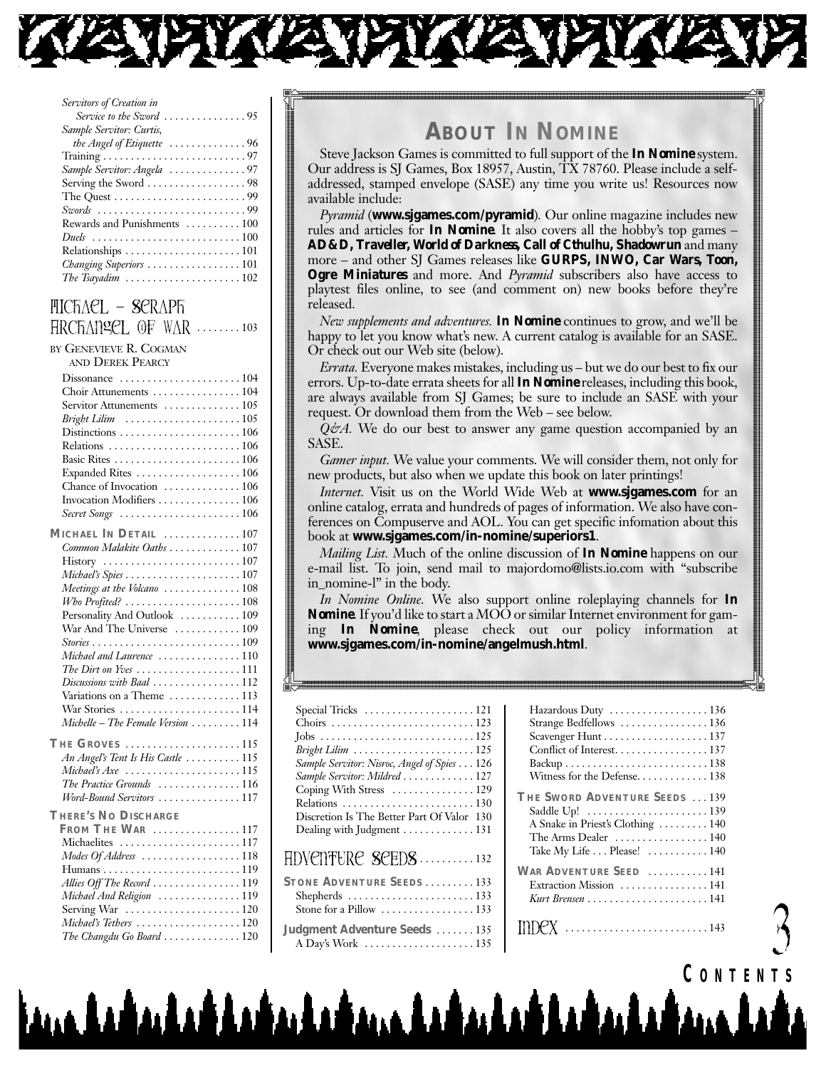*Servitors of Creation in Service to the Sword* . . . . . . . . . . . . . . . 95
*Sample Servitor: Curtis, the Angel of Etiquette* . . . . . . . . . . . . . 96
Training . . . . . . . . . . . . . . . . . . . . . . . . . . 97
*Sample Servitor: Angela* . . . . . . . . . . . . . . 97
Serving the Sword . . . . . . . . . . . . . . . . . . 98
The Quest . . . . . . . . . . . . . . . . . . . . . . . . 99
*Swords* . . . . . . . . . . . . . . . . . . . . . . . . . . 99
Rewards and Punishments . . . . . . . . . . 100
*Duels* . . . . . . . . . . . . . . . . . . . . . . . . . . 100
Relationships . . . . . . . . . . . . . . . . . . . . . 101
*Changing Superiors* . . . . . . . . . . . . . . . . . 101
*The Tsayadim* . . . . . . . . . . . . . . . . . . . . . 102

## Michael – Seraph Archangel of War . . . . . . . . 103

by Genevieve R. Cogman and Derek Pearcy

Dissonance . . . . . . . . . . . . . . . . . . . . . . 104
Choir Attunements . . . . . . . . . . . . . . . . 104
Servitor Attunements . . . . . . . . . . . . . . 105
*Bright Lilim* . . . . . . . . . . . . . . . . . . . . . 105
Distinctions . . . . . . . . . . . . . . . . . . . . . . 106
Relations . . . . . . . . . . . . . . . . . . . . . . . . 106
Basic Rites . . . . . . . . . . . . . . . . . . . . . . . 106
Expanded Rites . . . . . . . . . . . . . . . . . . . 106
Chance of Invocation . . . . . . . . . . . . . . 106
Invocation Modifiers . . . . . . . . . . . . . . . 106
*Secret Songs* . . . . . . . . . . . . . . . . . . . . . 106

### Michael In Detail . . . . . . . . . . . . . 107

*Common Malakite Oaths* . . . . . . . . . . . . . 107
History . . . . . . . . . . . . . . . . . . . . . . . . . 107
*Michael's Spies* . . . . . . . . . . . . . . . . . . . . . 107
*Meetings at the Volcano* . . . . . . . . . . . . . 108
*Who Profited?* . . . . . . . . . . . . . . . . . . . . . 108
Personality And Outlook . . . . . . . . . . . 109
War And The Universe . . . . . . . . . . . . 109
*Stories* . . . . . . . . . . . . . . . . . . . . . . . . . . 109
*Michael and Laurence* . . . . . . . . . . . . . . . 110
*The Dirt on Yves* . . . . . . . . . . . . . . . . . . . 111
*Discussions with Baal* . . . . . . . . . . . . . . . 112
Variations on a Theme . . . . . . . . . . . . . 113
War Stories . . . . . . . . . . . . . . . . . . . . . . 114
*Michelle – The Female Version* . . . . . . . . . 114

### The Groves . . . . . . . . . . . . . . . . . . . . 115

*An Angel's Tent Is His Castle* . . . . . . . . . . 115
*Michael's Axe* . . . . . . . . . . . . . . . . . . . . . 115
*The Practice Grounds* . . . . . . . . . . . . . . . 116
*Word-Bound Servitors* . . . . . . . . . . . . . . . 117

### There's No Discharge From The War . . . . . . . . . . . . . . . 117

Michaelites . . . . . . . . . . . . . . . . . . . . . . 117
*Modes Of Address* . . . . . . . . . . . . . . . . . . 118
Humans . . . . . . . . . . . . . . . . . . . . . . . . . 119
*Allies Off The Record* . . . . . . . . . . . . . . . . 119
*Michael And Religion* . . . . . . . . . . . . . . . 119
Serving War . . . . . . . . . . . . . . . . . . . . . 120
*Michael's Tethers* . . . . . . . . . . . . . . . . . . . 120
*The Changdu Go Board* . . . . . . . . . . . . . . 120

## About In Nomine

Steve Jackson Games is committed to full support of the **In Nomine** system. Our address is SJ Games, Box 18957, Austin, TX 78760. Please include a self-addressed, stamped envelope (SASE) any time you write us! Resources now available include:

*Pyramid* (**www.sjgames.com/pyramid**). Our online magazine includes new rules and articles for **In Nomine**. It also covers all the hobby's top games – **AD&D, Traveller, World of Darkness, Call of Cthulhu, Shadowrun** and many more – and other SJ Games releases like **GURPS, INWO, Car Wars, Toon, Ogre Miniatures** and more. And *Pyramid* subscribers also have access to playtest files online, to see (and comment on) new books before they're released.

*New supplements and adventures.* **In Nomine** continues to grow, and we'll be happy to let you know what's new. A current catalog is available for an SASE. Or check out our Web site (below).

*Errata.* Everyone makes mistakes, including us – but we do our best to fix our errors. Up-to-date errata sheets for all **In Nomine** releases, including this book, are always available from SJ Games; be sure to include an SASE with your request. Or download them from the Web – see below.

*Q&A.* We do our best to answer any game question accompanied by an SASE.

*Gamer input.* We value your comments. We will consider them, not only for new products, but also when we update this book on later printings!

*Internet.* Visit us on the World Wide Web at **www.sjgames.com** for an online catalog, errata and hundreds of pages of information. We also have conferences on Compuserve and AOL. You can get specific infomation about this book at **www.sjgames.com/in-nomine/superiors1**.

*Mailing List.* Much of the online discussion of **In Nomine** happens on our e-mail list. To join, send mail to majordomo@lists.io.com with "subscribe in_nomine-l" in the body.

*In Nomine Online.* We also support online roleplaying channels for **In Nomine**. If you'd like to start a MOO or similar Internet environment for gaming **In Nomine**, please check out our policy information at **www.sjgames.com/in-nomine/angelmush.html**.

Special Tricks . . . . . . . . . . . . . . . . . . . 121
Choirs . . . . . . . . . . . . . . . . . . . . . . . . . 123
Jobs . . . . . . . . . . . . . . . . . . . . . . . . . . . 125
*Bright Lilim* . . . . . . . . . . . . . . . . . . . . . 125
*Sample Servitor: Nisroc, Angel of Spies* . . . 126
*Sample Servitor: Mildred* . . . . . . . . . . . . 127
Coping With Stress . . . . . . . . . . . . . . . 129
Relations . . . . . . . . . . . . . . . . . . . . . . . 130
Discretion Is The Better Part Of Valor 130
Dealing with Judgment . . . . . . . . . . . . 131

## Adventure Seeds . . . . . . . . . . 132

### Stone Adventure Seeds . . . . . . . . . 133

Shepherds . . . . . . . . . . . . . . . . . . . . . . 133
Stone for a Pillow . . . . . . . . . . . . . . . . 133

### Judgment Adventure Seeds . . . . . . . 135

A Day's Work . . . . . . . . . . . . . . . . . . . 135
Hazardous Duty . . . . . . . . . . . . . . . . . 136
Strange Bedfellows . . . . . . . . . . . . . . . 136
Scavenger Hunt . . . . . . . . . . . . . . . . . . 137
Conflict of Interest. . . . . . . . . . . . . . . . 137
Backup . . . . . . . . . . . . . . . . . . . . . . . . . 138
Witness for the Defense. . . . . . . . . . . . 138

### The Sword Adventure Seeds . . . 139

Saddle Up! . . . . . . . . . . . . . . . . . . . . . 139
A Snake in Priest's Clothing . . . . . . . . . 140
The Arms Dealer . . . . . . . . . . . . . . . . 140
Take My Life . . . Please! . . . . . . . . . . . 140

### War Adventure Seed . . . . . . . . . . 141

Extraction Mission . . . . . . . . . . . . . . . 141
*Kurt Brensen* . . . . . . . . . . . . . . . . . . . . . 141

## Index . . . . . . . . . . . . . . . . . . . . . . . . . 143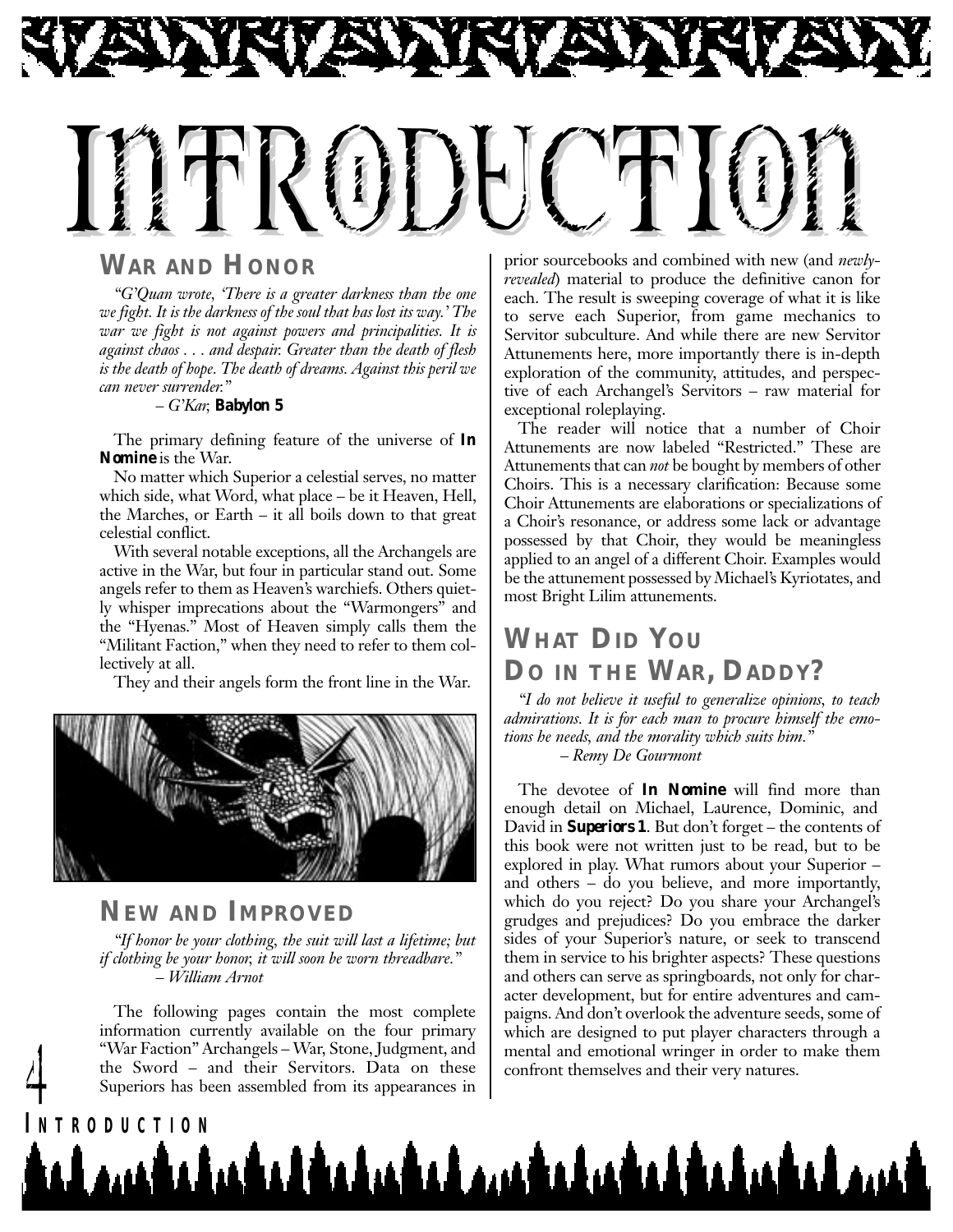# INTRODUCTION

## WAR AND HONOR

*"G'Quan wrote, 'There is a greater darkness than the one we fight. It is the darkness of the soul that has lost its way.' The war we fight is not against powers and principalities. It is against chaos . . . and despair. Greater than the death of flesh is the death of hope. The death of dreams. Against this peril we can never surrender."*

*– G'Kar,* **Babylon 5**

The primary defining feature of the universe of **In Nomine** is the War.

No matter which Superior a celestial serves, no matter which side, what Word, what place – be it Heaven, Hell, the Marches, or Earth – it all boils down to that great celestial conflict.

With several notable exceptions, all the Archangels are active in the War, but four in particular stand out. Some angels refer to them as Heaven's warchiefs. Others quietly whisper imprecations about the "Warmongers" and the "Hyenas." Most of Heaven simply calls them the "Militant Faction," when they need to refer to them collectively at all.

They and their angels form the front line in the War.

## NEW AND IMPROVED

*"If honor be your clothing, the suit will last a lifetime; but if clothing be your honor, it will soon be worn threadbare."*

*– William Arnot*

The following pages contain the most complete information currently available on the four primary "War Faction" Archangels – War, Stone, Judgment, and the Sword – and their Servitors. Data on these Superiors has been assembled from its appearances in prior sourcebooks and combined with new (and *newly-revealed*) material to produce the definitive canon for each. The result is sweeping coverage of what it is like to serve each Superior, from game mechanics to Servitor subculture. And while there are new Servitor Attunements here, more importantly there is in-depth exploration of the community, attitudes, and perspective of each Archangel's Servitors – raw material for exceptional roleplaying.

The reader will notice that a number of Choir Attunements are now labeled "Restricted." These are Attunements that can *not* be bought by members of other Choirs. This is a necessary clarification: Because some Choir Attunements are elaborations or specializations of a Choir's resonance, or address some lack or advantage possessed by that Choir, they would be meaningless applied to an angel of a different Choir. Examples would be the attunement possessed by Michael's Kyriotates, and most Bright Lilim attunements.

## WHAT DID YOU DO IN THE WAR, DADDY?

*"I do not believe it useful to generalize opinions, to teach admirations. It is for each man to procure himself the emotions he needs, and the morality which suits him."*

*– Remy De Gourmont*

The devotee of **In Nomine** will find more than enough detail on Michael, Laurence, Dominic, and David in ***Superiors 1***. But don't forget – the contents of this book were not written just to be read, but to be explored in play. What rumors about your Superior – and others – do you believe, and more importantly, which do you reject? Do you share your Archangel's grudges and prejudices? Do you embrace the darker sides of your Superior's nature, or seek to transcend them in service to his brighter aspects? These questions and others can serve as springboards, not only for character development, but for entire adventures and campaigns. And don't overlook the adventure seeds, some of which are designed to put player characters through a mental and emotional wringer in order to make them confront themselves and their very natures.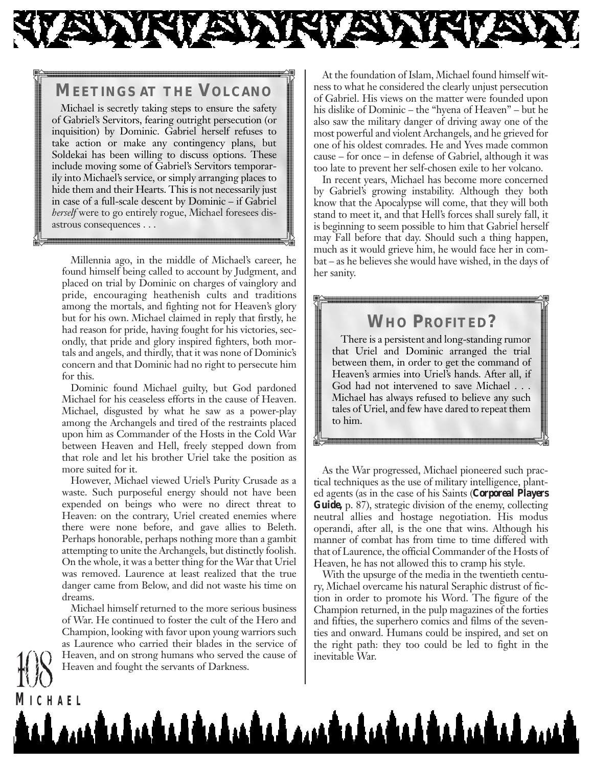## Meetings at the Volcano

Michael is secretly taking steps to ensure the safety of Gabriel's Servitors, fearing outright persecution (or inquisition) by Dominic. Gabriel herself refuses to take action or make any contingency plans, but Soldekai has been willing to discuss options. These include moving some of Gabriel's Servitors temporarily into Michael's service, or simply arranging places to hide them and their Hearts. This is not necessarily just in case of a full-scale descent by Dominic – if Gabriel *herself* were to go entirely rogue, Michael foresees disastrous consequences . . .

Millennia ago, in the middle of Michael's career, he found himself being called to account by Judgment, and placed on trial by Dominic on charges of vainglory and pride, encouraging heathenish cults and traditions among the mortals, and fighting not for Heaven's glory but for his own. Michael claimed in reply that firstly, he had reason for pride, having fought for his victories, secondly, that pride and glory inspired fighters, both mortals and angels, and thirdly, that it was none of Dominic's concern and that Dominic had no right to persecute him for this.

Dominic found Michael guilty, but God pardoned Michael for his ceaseless efforts in the cause of Heaven. Michael, disgusted by what he saw as a power-play among the Archangels and tired of the restraints placed upon him as Commander of the Hosts in the Cold War between Heaven and Hell, freely stepped down from that role and let his brother Uriel take the position as more suited for it.

However, Michael viewed Uriel's Purity Crusade as a waste. Such purposeful energy should not have been expended on beings who were no direct threat to Heaven: on the contrary, Uriel created enemies where there were none before, and gave allies to Beleth. Perhaps honorable, perhaps nothing more than a gambit attempting to unite the Archangels, but distinctly foolish. On the whole, it was a better thing for the War that Uriel was removed. Laurence at least realized that the true danger came from Below, and did not waste his time on dreams.

Michael himself returned to the more serious business of War. He continued to foster the cult of the Hero and Champion, looking with favor upon young warriors such as Laurence who carried their blades in the service of Heaven, and on strong humans who served the cause of Heaven and fought the servants of Darkness.

At the foundation of Islam, Michael found himself witness to what he considered the clearly unjust persecution of Gabriel. His views on the matter were founded upon his dislike of Dominic – the "hyena of Heaven" – but he also saw the military danger of driving away one of the most powerful and violent Archangels, and he grieved for one of his oldest comrades. He and Yves made common cause – for once – in defense of Gabriel, although it was too late to prevent her self-chosen exile to her volcano.

In recent years, Michael has become more concerned by Gabriel's growing instability. Although they both know that the Apocalypse will come, that they will both stand to meet it, and that Hell's forces shall surely fall, it is beginning to seem possible to him that Gabriel herself may Fall before that day. Should such a thing happen, much as it would grieve him, he would face her in combat – as he believes she would have wished, in the days of her sanity.

## Who Profited?

There is a persistent and long-standing rumor that Uriel and Dominic arranged the trial between them, in order to get the command of Heaven's armies into Uriel's hands. After all, if God had not intervened to save Michael . . . Michael has always refused to believe any such tales of Uriel, and few have dared to repeat them to him.

As the War progressed, Michael pioneered such practical techniques as the use of military intelligence, planted agents (as in the case of his Saints (**Corporeal Players Guide,** p. 87), strategic division of the enemy, collecting neutral allies and hostage negotiation. His modus operandi, after all, is the one that wins. Although his manner of combat has from time to time differed with that of Laurence, the official Commander of the Hosts of Heaven, he has not allowed this to cramp his style.

With the upsurge of the media in the twentieth century, Michael overcame his natural Seraphic distrust of fiction in order to promote his Word. The figure of the Champion returned, in the pulp magazines of the forties and fifties, the superhero comics and films of the seventies and onward. Humans could be inspired, and set on the right path: they too could be led to fight in the inevitable War.